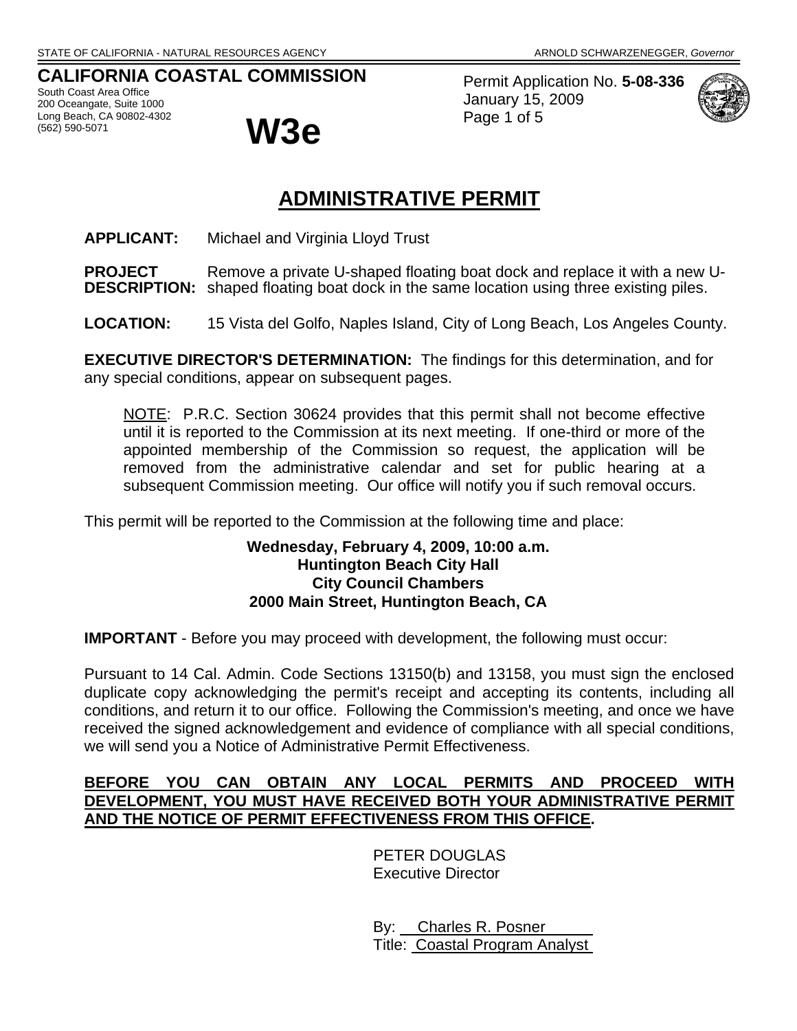STATE OF CALIFORNIA - NATURAL RESOURCES AGENCY ARNOLD SCHWARZENEGGER, *Governor*

**CALIFORNIA COASTAL COMMISSION**
South Coast Area Office
200 Oceangate, Suite 1000
Long Beach, CA 90802-4302
(562) 590-5071

# W3e

Permit Application No. **5-08-336**
January 15, 2009
Page 1 of 5

## ADMINISTRATIVE PERMIT

**APPLICANT:** Michael and Virginia Lloyd Trust

**PROJECT DESCRIPTION:** Remove a private U-shaped floating boat dock and replace it with a new U-shaped floating boat dock in the same location using three existing piles.

**LOCATION:** 15 Vista del Golfo, Naples Island, City of Long Beach, Los Angeles County.

**EXECUTIVE DIRECTOR'S DETERMINATION:** The findings for this determination, and for any special conditions, appear on subsequent pages.

> NOTE: P.R.C. Section 30624 provides that this permit shall not become effective until it is reported to the Commission at its next meeting. If one-third or more of the appointed membership of the Commission so request, the application will be removed from the administrative calendar and set for public hearing at a subsequent Commission meeting. Our office will notify you if such removal occurs.

This permit will be reported to the Commission at the following time and place:

**Wednesday, February 4, 2009, 10:00 a.m.**
**Huntington Beach City Hall**
**City Council Chambers**
**2000 Main Street, Huntington Beach, CA**

**IMPORTANT** - Before you may proceed with development, the following must occur:

Pursuant to 14 Cal. Admin. Code Sections 13150(b) and 13158, you must sign the enclosed duplicate copy acknowledging the permit's receipt and accepting its contents, including all conditions, and return it to our office. Following the Commission's meeting, and once we have received the signed acknowledgement and evidence of compliance with all special conditions, we will send you a Notice of Administrative Permit Effectiveness.

**BEFORE YOU CAN OBTAIN ANY LOCAL PERMITS AND PROCEED WITH DEVELOPMENT, YOU MUST HAVE RECEIVED BOTH YOUR ADMINISTRATIVE PERMIT AND THE NOTICE OF PERMIT EFFECTIVENESS FROM THIS OFFICE.**

PETER DOUGLAS
Executive Director

By: Charles R. Posner
Title: Coastal Program Analyst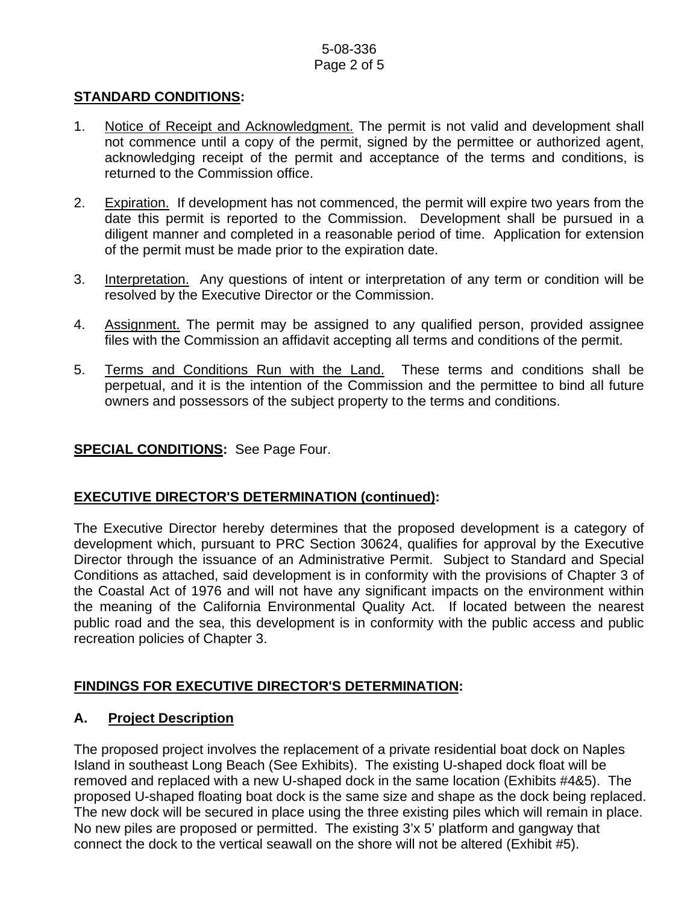## STANDARD CONDITIONS:

1. Notice of Receipt and Acknowledgment. The permit is not valid and development shall not commence until a copy of the permit, signed by the permittee or authorized agent, acknowledging receipt of the permit and acceptance of the terms and conditions, is returned to the Commission office.

2. Expiration. If development has not commenced, the permit will expire two years from the date this permit is reported to the Commission. Development shall be pursued in a diligent manner and completed in a reasonable period of time. Application for extension of the permit must be made prior to the expiration date.

3. Interpretation. Any questions of intent or interpretation of any term or condition will be resolved by the Executive Director or the Commission.

4. Assignment. The permit may be assigned to any qualified person, provided assignee files with the Commission an affidavit accepting all terms and conditions of the permit.

5. Terms and Conditions Run with the Land. These terms and conditions shall be perpetual, and it is the intention of the Commission and the permittee to bind all future owners and possessors of the subject property to the terms and conditions.

## SPECIAL CONDITIONS: See Page Four.

## EXECUTIVE DIRECTOR'S DETERMINATION (continued):

The Executive Director hereby determines that the proposed development is a category of development which, pursuant to PRC Section 30624, qualifies for approval by the Executive Director through the issuance of an Administrative Permit. Subject to Standard and Special Conditions as attached, said development is in conformity with the provisions of Chapter 3 of the Coastal Act of 1976 and will not have any significant impacts on the environment within the meaning of the California Environmental Quality Act. If located between the nearest public road and the sea, this development is in conformity with the public access and public recreation policies of Chapter 3.

## FINDINGS FOR EXECUTIVE DIRECTOR'S DETERMINATION:

### A. Project Description

The proposed project involves the replacement of a private residential boat dock on Naples Island in southeast Long Beach (See Exhibits). The existing U-shaped dock float will be removed and replaced with a new U-shaped dock in the same location (Exhibits #4&5). The proposed U-shaped floating boat dock is the same size and shape as the dock being replaced. The new dock will be secured in place using the three existing piles which will remain in place. No new piles are proposed or permitted. The existing 3'x 5' platform and gangway that connect the dock to the vertical seawall on the shore will not be altered (Exhibit #5).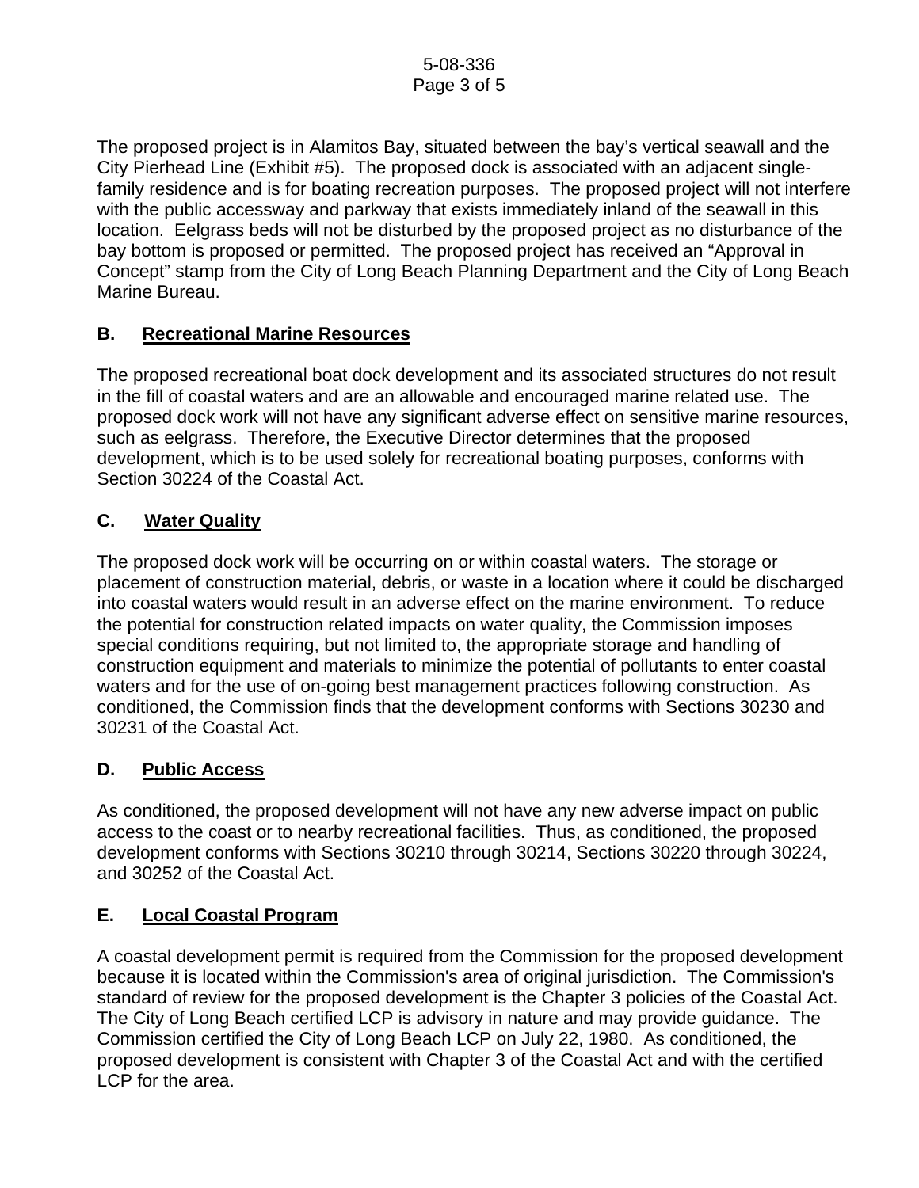The proposed project is in Alamitos Bay, situated between the bay's vertical seawall and the City Pierhead Line (Exhibit #5). The proposed dock is associated with an adjacent single-family residence and is for boating recreation purposes. The proposed project will not interfere with the public accessway and parkway that exists immediately inland of the seawall in this location. Eelgrass beds will not be disturbed by the proposed project as no disturbance of the bay bottom is proposed or permitted. The proposed project has received an "Approval in Concept" stamp from the City of Long Beach Planning Department and the City of Long Beach Marine Bureau.

## B. Recreational Marine Resources

The proposed recreational boat dock development and its associated structures do not result in the fill of coastal waters and are an allowable and encouraged marine related use. The proposed dock work will not have any significant adverse effect on sensitive marine resources, such as eelgrass. Therefore, the Executive Director determines that the proposed development, which is to be used solely for recreational boating purposes, conforms with Section 30224 of the Coastal Act.

## C. Water Quality

The proposed dock work will be occurring on or within coastal waters. The storage or placement of construction material, debris, or waste in a location where it could be discharged into coastal waters would result in an adverse effect on the marine environment. To reduce the potential for construction related impacts on water quality, the Commission imposes special conditions requiring, but not limited to, the appropriate storage and handling of construction equipment and materials to minimize the potential of pollutants to enter coastal waters and for the use of on-going best management practices following construction. As conditioned, the Commission finds that the development conforms with Sections 30230 and 30231 of the Coastal Act.

## D. Public Access

As conditioned, the proposed development will not have any new adverse impact on public access to the coast or to nearby recreational facilities. Thus, as conditioned, the proposed development conforms with Sections 30210 through 30214, Sections 30220 through 30224, and 30252 of the Coastal Act.

## E. Local Coastal Program

A coastal development permit is required from the Commission for the proposed development because it is located within the Commission's area of original jurisdiction. The Commission's standard of review for the proposed development is the Chapter 3 policies of the Coastal Act. The City of Long Beach certified LCP is advisory in nature and may provide guidance. The Commission certified the City of Long Beach LCP on July 22, 1980. As conditioned, the proposed development is consistent with Chapter 3 of the Coastal Act and with the certified LCP for the area.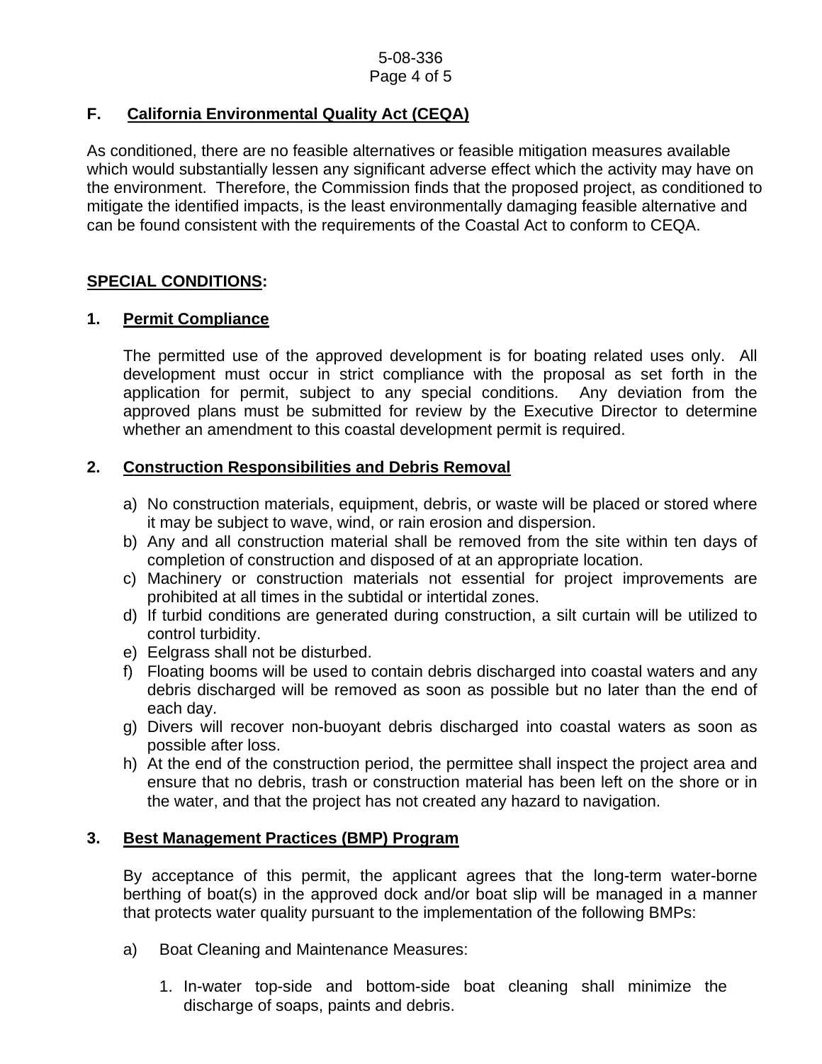## F. California Environmental Quality Act (CEQA)

As conditioned, there are no feasible alternatives or feasible mitigation measures available which would substantially lessen any significant adverse effect which the activity may have on the environment. Therefore, the Commission finds that the proposed project, as conditioned to mitigate the identified impacts, is the least environmentally damaging feasible alternative and can be found consistent with the requirements of the Coastal Act to conform to CEQA.

## SPECIAL CONDITIONS:

### 1. Permit Compliance

The permitted use of the approved development is for boating related uses only. All development must occur in strict compliance with the proposal as set forth in the application for permit, subject to any special conditions. Any deviation from the approved plans must be submitted for review by the Executive Director to determine whether an amendment to this coastal development permit is required.

### 2. Construction Responsibilities and Debris Removal

a) No construction materials, equipment, debris, or waste will be placed or stored where it may be subject to wave, wind, or rain erosion and dispersion.
b) Any and all construction material shall be removed from the site within ten days of completion of construction and disposed of at an appropriate location.
c) Machinery or construction materials not essential for project improvements are prohibited at all times in the subtidal or intertidal zones.
d) If turbid conditions are generated during construction, a silt curtain will be utilized to control turbidity.
e) Eelgrass shall not be disturbed.
f) Floating booms will be used to contain debris discharged into coastal waters and any debris discharged will be removed as soon as possible but no later than the end of each day.
g) Divers will recover non-buoyant debris discharged into coastal waters as soon as possible after loss.
h) At the end of the construction period, the permittee shall inspect the project area and ensure that no debris, trash or construction material has been left on the shore or in the water, and that the project has not created any hazard to navigation.

### 3. Best Management Practices (BMP) Program

By acceptance of this permit, the applicant agrees that the long-term water-borne berthing of boat(s) in the approved dock and/or boat slip will be managed in a manner that protects water quality pursuant to the implementation of the following BMPs:

a) Boat Cleaning and Maintenance Measures:

1. In-water top-side and bottom-side boat cleaning shall minimize the discharge of soaps, paints and debris.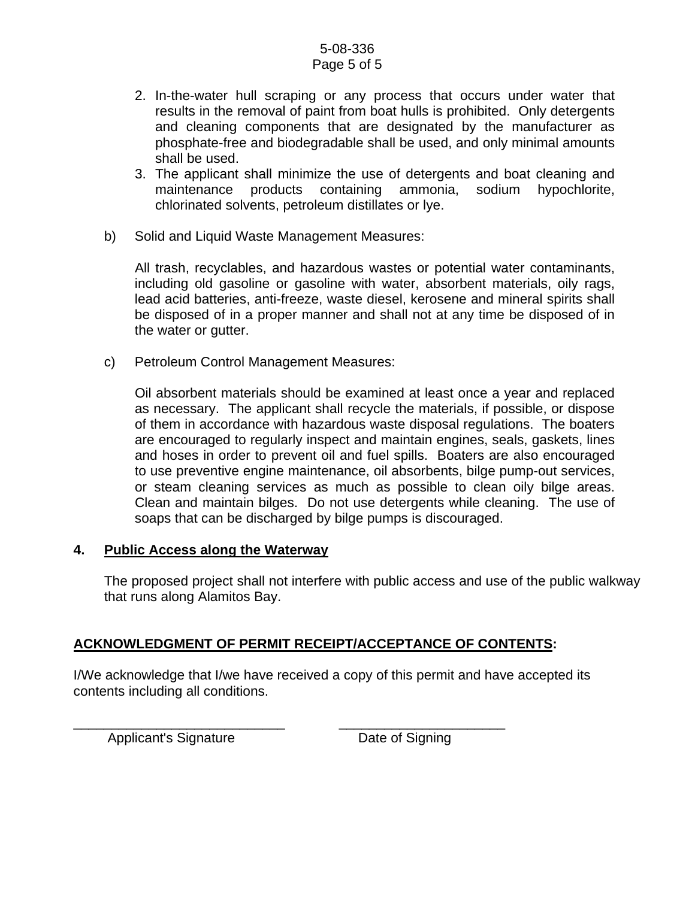2. In-the-water hull scraping or any process that occurs under water that results in the removal of paint from boat hulls is prohibited. Only detergents and cleaning components that are designated by the manufacturer as phosphate-free and biodegradable shall be used, and only minimal amounts shall be used.
3. The applicant shall minimize the use of detergents and boat cleaning and maintenance products containing ammonia, sodium hypochlorite, chlorinated solvents, petroleum distillates or lye.

b) Solid and Liquid Waste Management Measures:

All trash, recyclables, and hazardous wastes or potential water contaminants, including old gasoline or gasoline with water, absorbent materials, oily rags, lead acid batteries, anti-freeze, waste diesel, kerosene and mineral spirits shall be disposed of in a proper manner and shall not at any time be disposed of in the water or gutter.

c) Petroleum Control Management Measures:

Oil absorbent materials should be examined at least once a year and replaced as necessary. The applicant shall recycle the materials, if possible, or dispose of them in accordance with hazardous waste disposal regulations. The boaters are encouraged to regularly inspect and maintain engines, seals, gaskets, lines and hoses in order to prevent oil and fuel spills. Boaters are also encouraged to use preventive engine maintenance, oil absorbents, bilge pump-out services, or steam cleaning services as much as possible to clean oily bilge areas. Clean and maintain bilges. Do not use detergents while cleaning. The use of soaps that can be discharged by bilge pumps is discouraged.

**4. Public Access along the Waterway**

The proposed project shall not interfere with public access and use of the public walkway that runs along Alamitos Bay.

**ACKNOWLEDGMENT OF PERMIT RECEIPT/ACCEPTANCE OF CONTENTS:**

I/We acknowledge that I/we have received a copy of this permit and have accepted its contents including all conditions.

_____________________________ Applicant's Signature

______________________ Date of Signing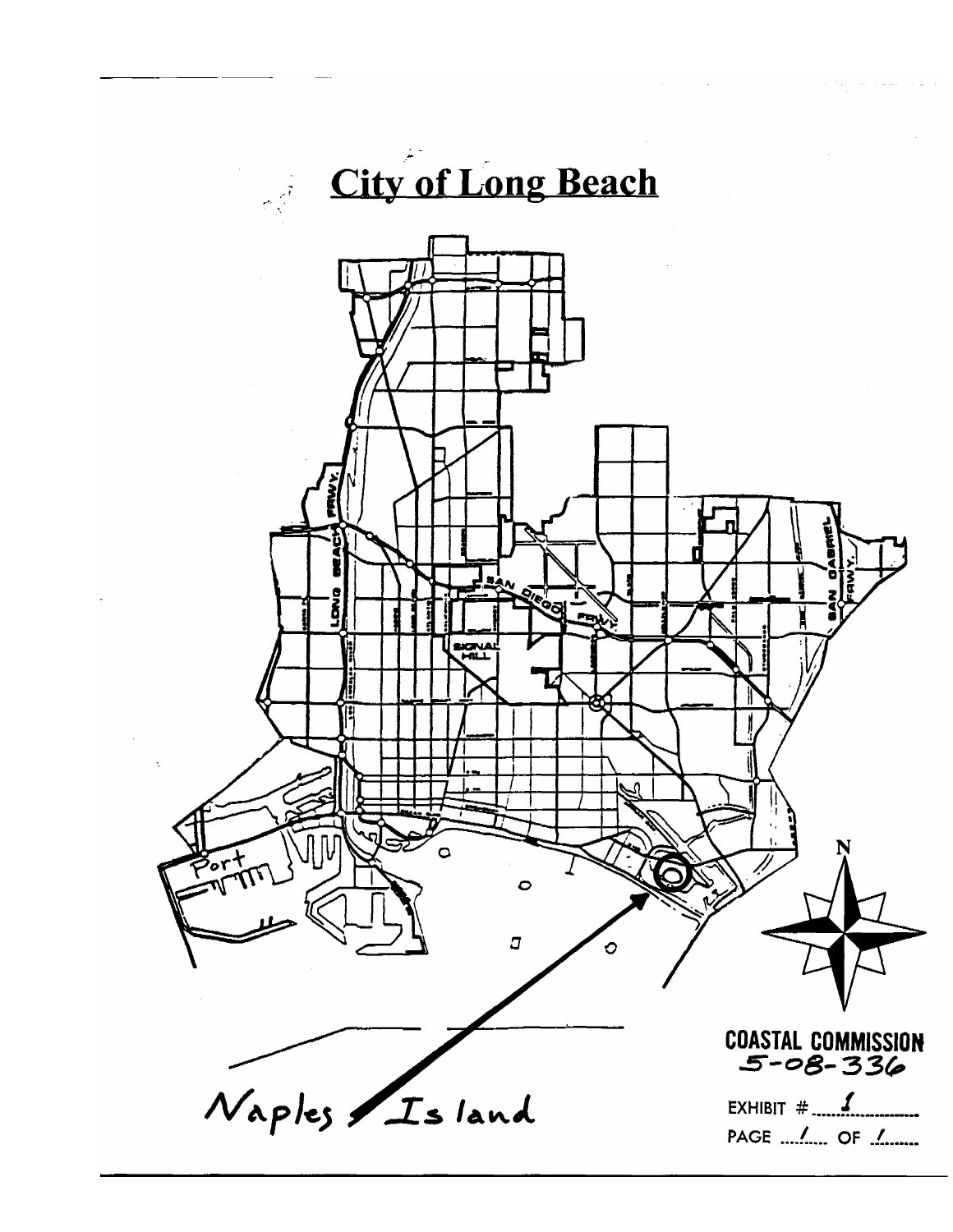# City of Long Beach

Naples Island

COASTAL COMMISSION
5-08-336

EXHIBIT # 1

PAGE 1 OF 1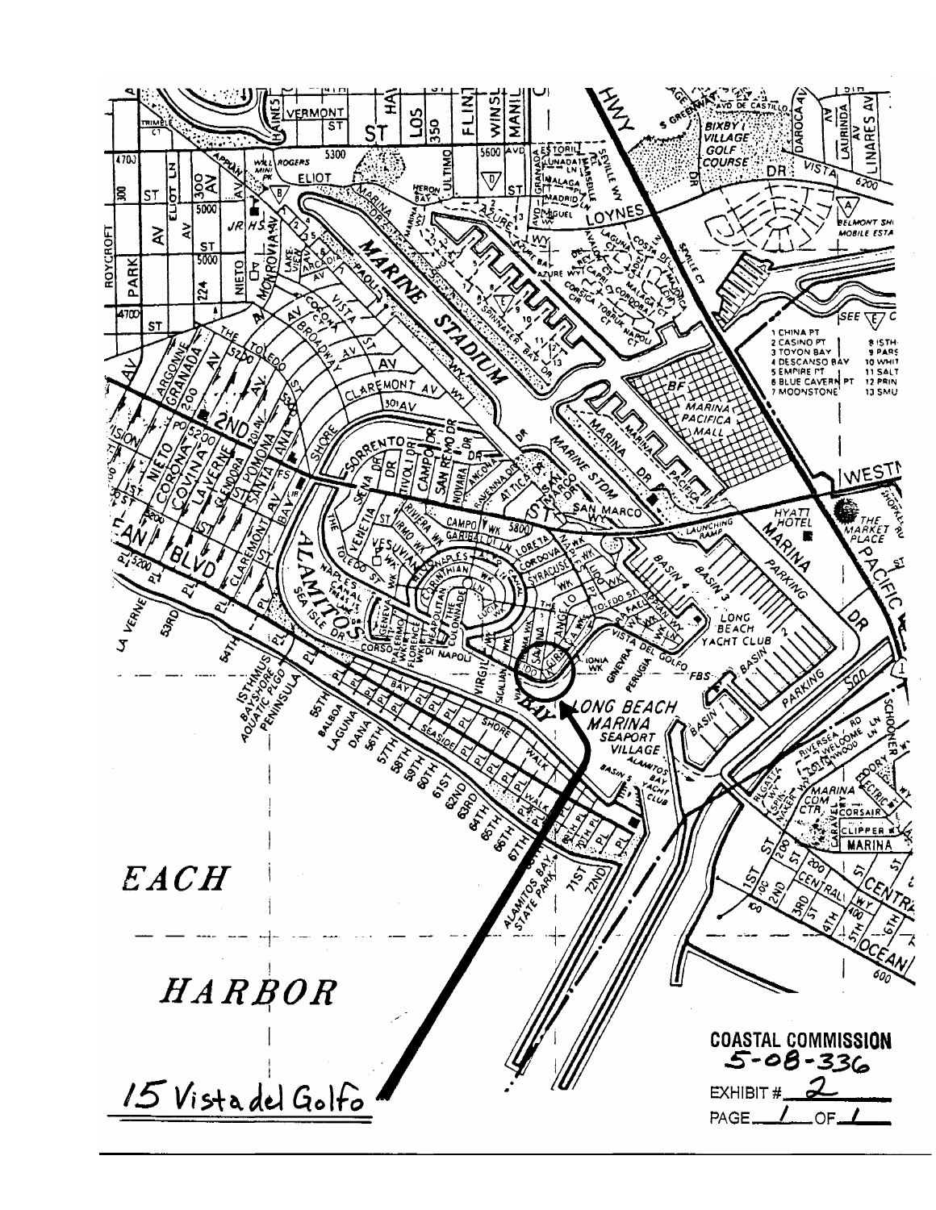15 Vista del Golfo

**COASTAL COMMISSION**
**5-08-336**

EXHIBIT # 2

PAGE 1 OF 1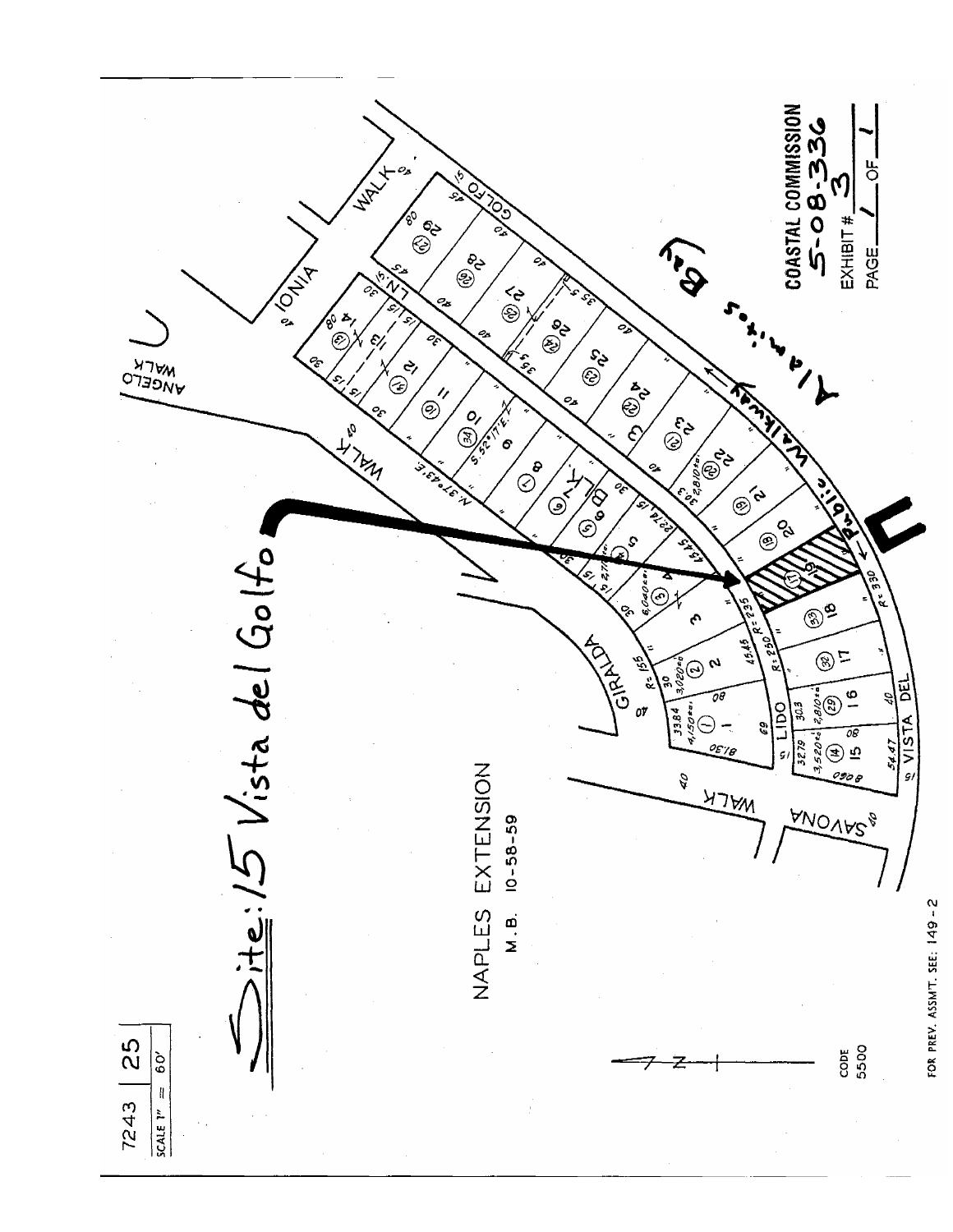7243 | 25

SCALE 1" = 60'

Site: 15 Vista del Golfo

NAPLES EXTENSION

M.B. 10-58-59

CODE 5500

FOR PREV. ASSMT. SEE: 149 - 2

COASTAL COMMISSION

5-08-336

EXHIBIT # 3

PAGE 1 OF 1

Alamitos Bay

Public Walkway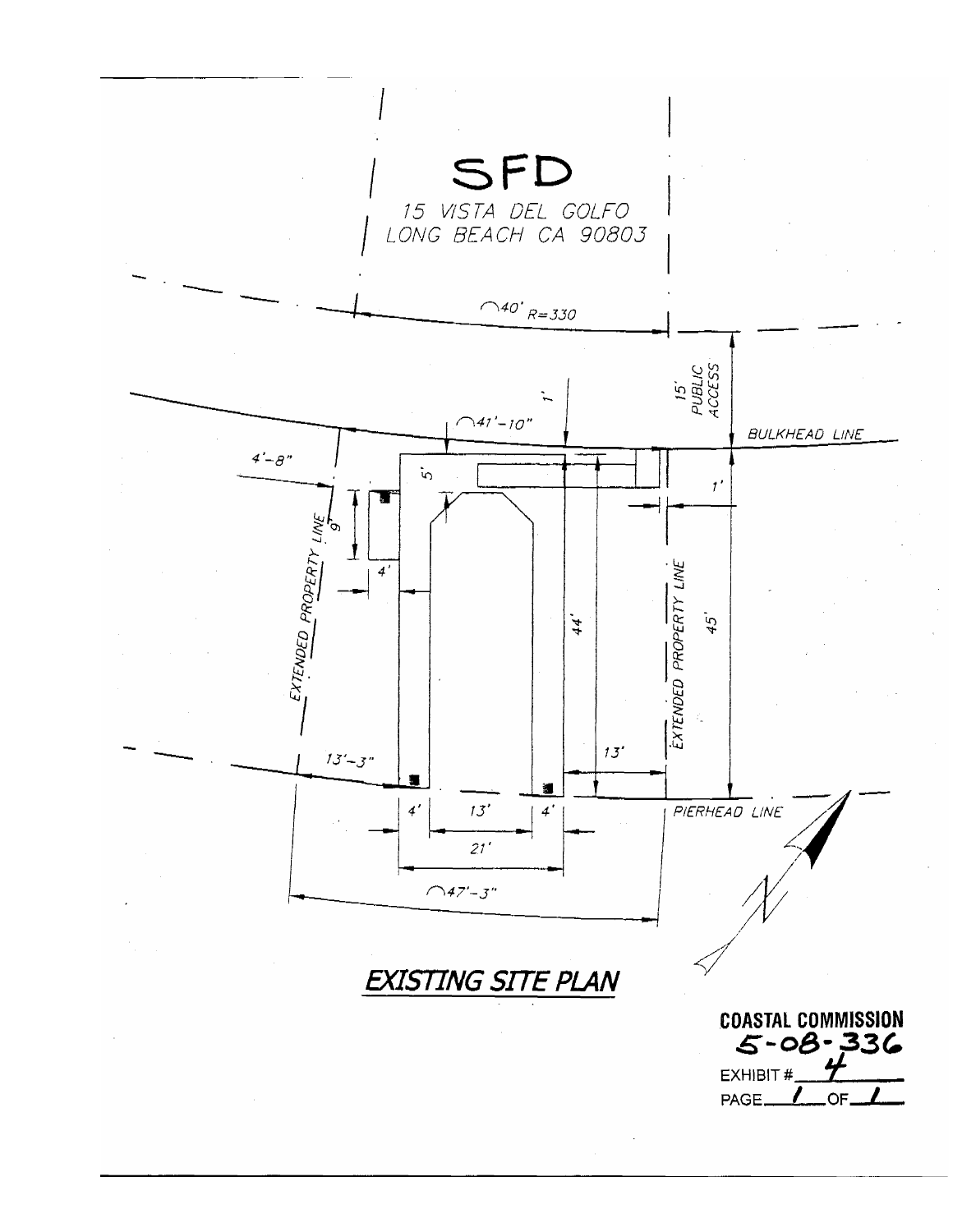SFD

15 VISTA DEL GOLFO
LONG BEACH CA 90803

40' R=330

15' PUBLIC ACCESS

1'

41'-10"

BULKHEAD LINE

4'-8"

5'

1'

9'

4'

EXTENDED PROPERTY LINE

44'

45'

EXTENDED PROPERTY LINE

13'-3"

13'

4' 13' 4'

PIERHEAD LINE

21'

47'-3"

## EXISTING SITE PLAN

**COASTAL COMMISSION**
**5-08-336**
EXHIBIT # 4
PAGE 1 OF 1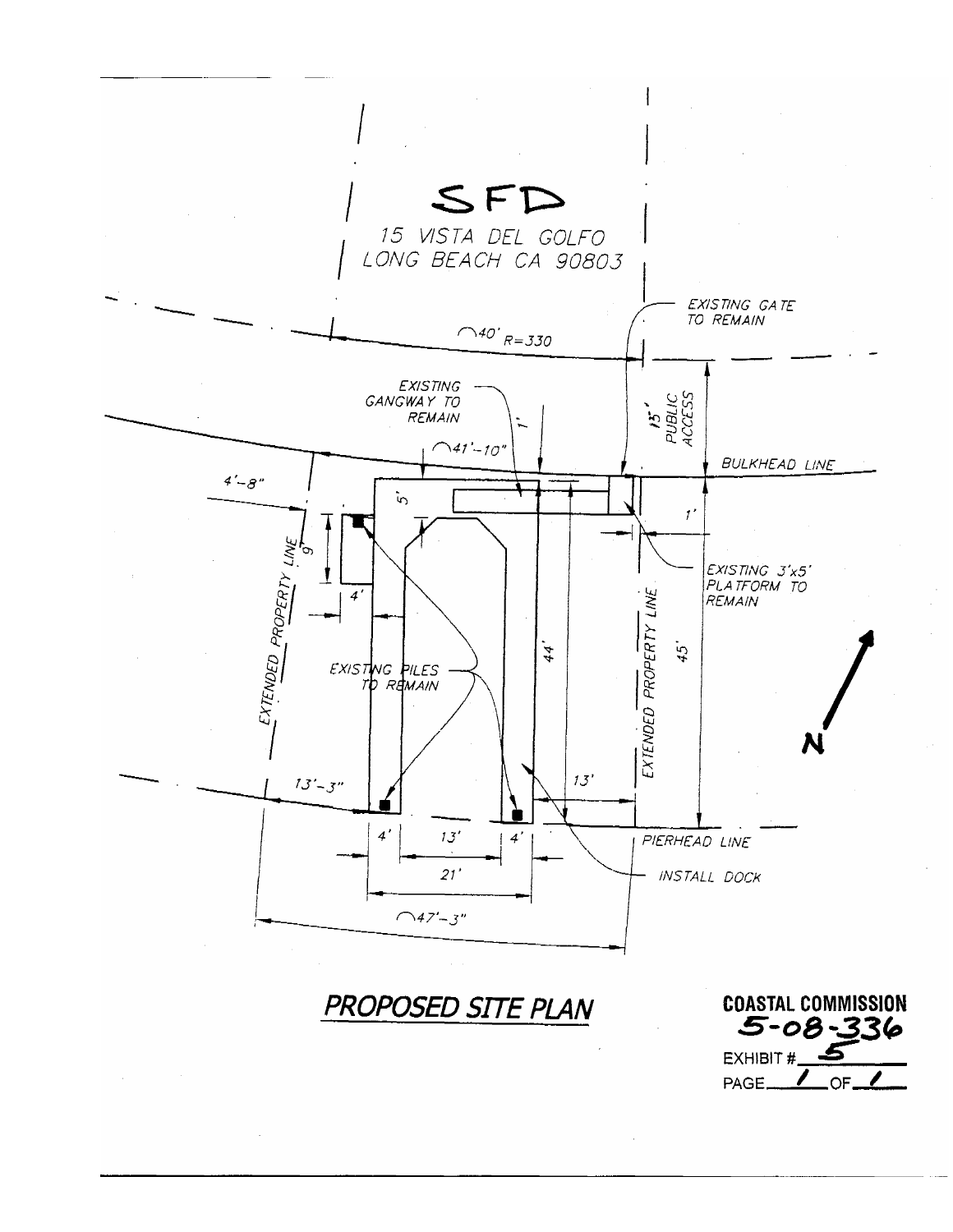SFD

15 VISTA DEL GOLFO
LONG BEACH CA 90803

EXISTING GATE TO REMAIN

⌒40' R=330

EXISTING GANGWAY TO REMAIN

1'

15' PUBLIC ACCESS

⌒41'-10"

BULKHEAD LINE

4'-8"

5'

1'

9'

EXISTING 3'x5' PLATFORM TO REMAIN

4'

EXTENDED PROPERTY LINE

44'

EXTENDED PROPERTY LINE

45'

EXISTING PILES TO REMAIN

N

13'-3"

13'

4'

13'

4'

PIERHEAD LINE

21'

INSTALL DOCK

⌒47'-3"

## PROPOSED SITE PLAN

**COASTAL COMMISSION**
**5-08-336**
EXHIBIT # 5
PAGE 1 OF 1